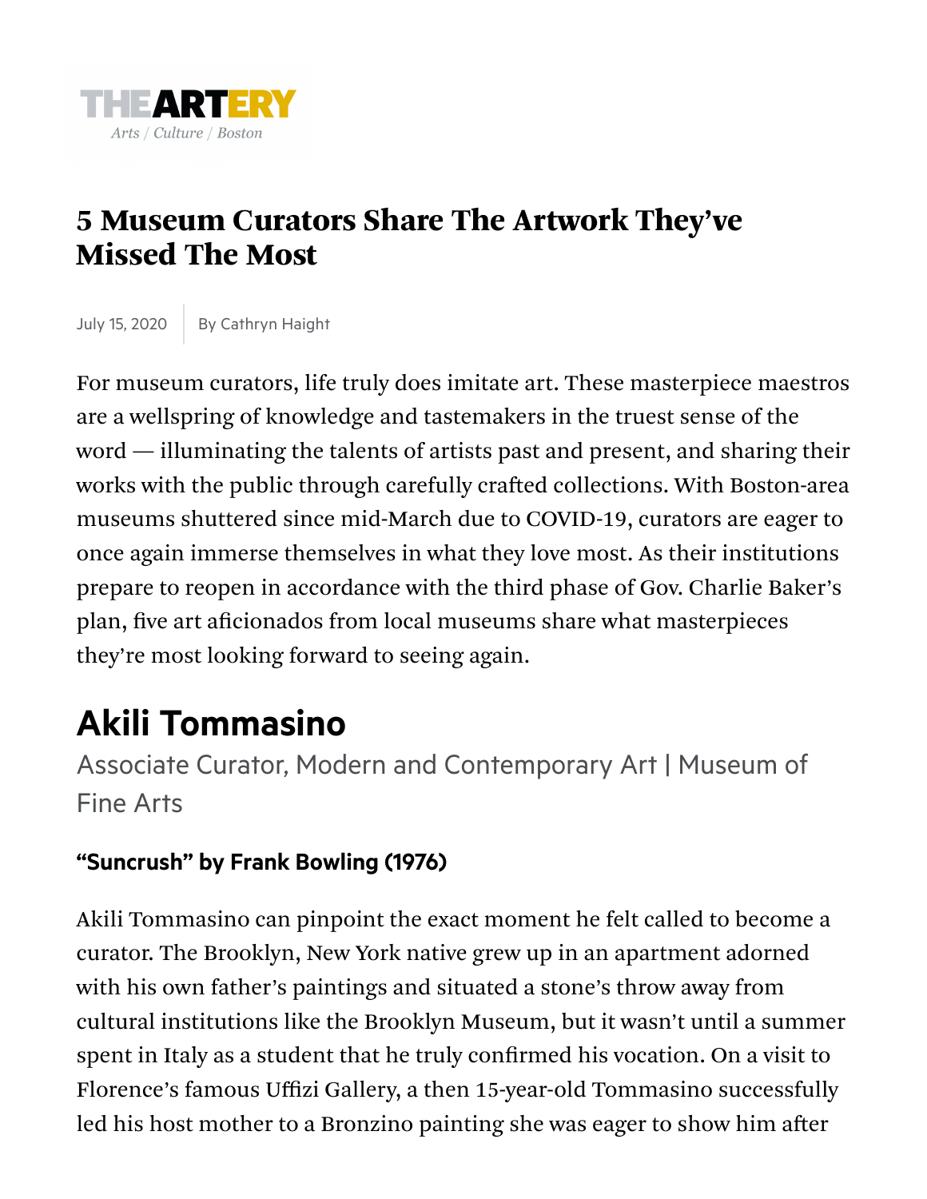THE ARTERY
*Arts / Culture / Boston*

# 5 Museum Curators Share The Artwork They've Missed The Most

July 15, 2020 | By Cathryn Haight

For museum curators, life truly does imitate art. These masterpiece maestros are a wellspring of knowledge and tastemakers in the truest sense of the word — illuminating the talents of artists past and present, and sharing their works with the public through carefully crafted collections. With Boston-area museums shuttered since mid-March due to COVID-19, curators are eager to once again immerse themselves in what they love most. As their institutions prepare to reopen in accordance with the third phase of Gov. Charlie Baker's plan, five art aficionados from local museums share what masterpieces they're most looking forward to seeing again.

## Akili Tommasino

Associate Curator, Modern and Contemporary Art | Museum of Fine Arts

### "Suncrush" by Frank Bowling (1976)

Akili Tommasino can pinpoint the exact moment he felt called to become a curator. The Brooklyn, New York native grew up in an apartment adorned with his own father's paintings and situated a stone's throw away from cultural institutions like the Brooklyn Museum, but it wasn't until a summer spent in Italy as a student that he truly confirmed his vocation. On a visit to Florence's famous Uffizi Gallery, a then 15-year-old Tommasino successfully led his host mother to a Bronzino painting she was eager to show him after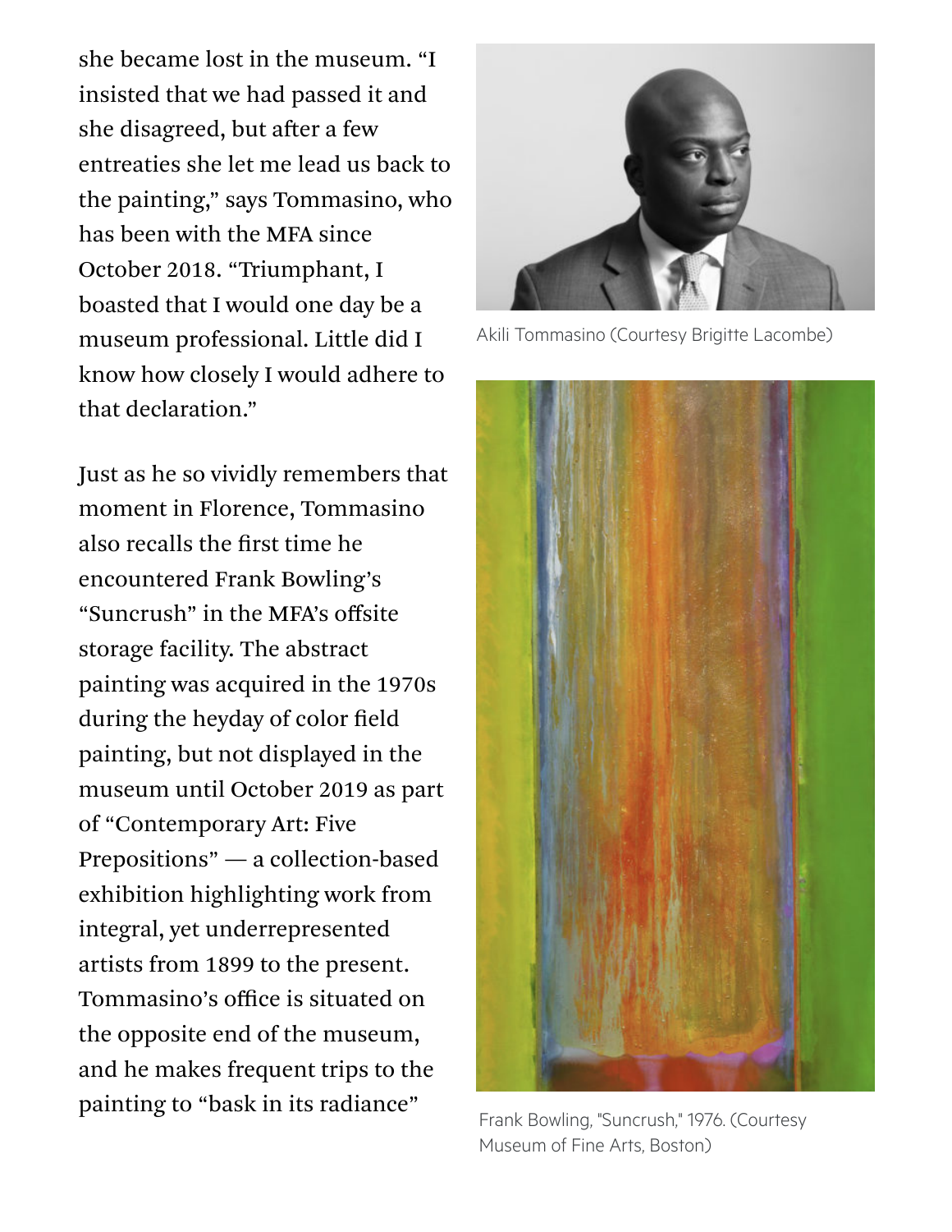she became lost in the museum. "I insisted that we had passed it and she disagreed, but after a few entreaties she let me lead us back to the painting," says Tommasino, who has been with the MFA since October 2018. "Triumphant, I boasted that I would one day be a museum professional. Little did I know how closely I would adhere to that declaration."

Akili Tommasino (Courtesy Brigitte Lacombe)

Just as he so vividly remembers that moment in Florence, Tommasino also recalls the first time he encountered Frank Bowling's "Suncrush" in the MFA's offsite storage facility. The abstract painting was acquired in the 1970s during the heyday of color field painting, but not displayed in the museum until October 2019 as part of "Contemporary Art: Five Prepositions" — a collection-based exhibition highlighting work from integral, yet underrepresented artists from 1899 to the present. Tommasino's office is situated on the opposite end of the museum, and he makes frequent trips to the painting to "bask in its radiance"

Frank Bowling, "Suncrush," 1976. (Courtesy Museum of Fine Arts, Boston)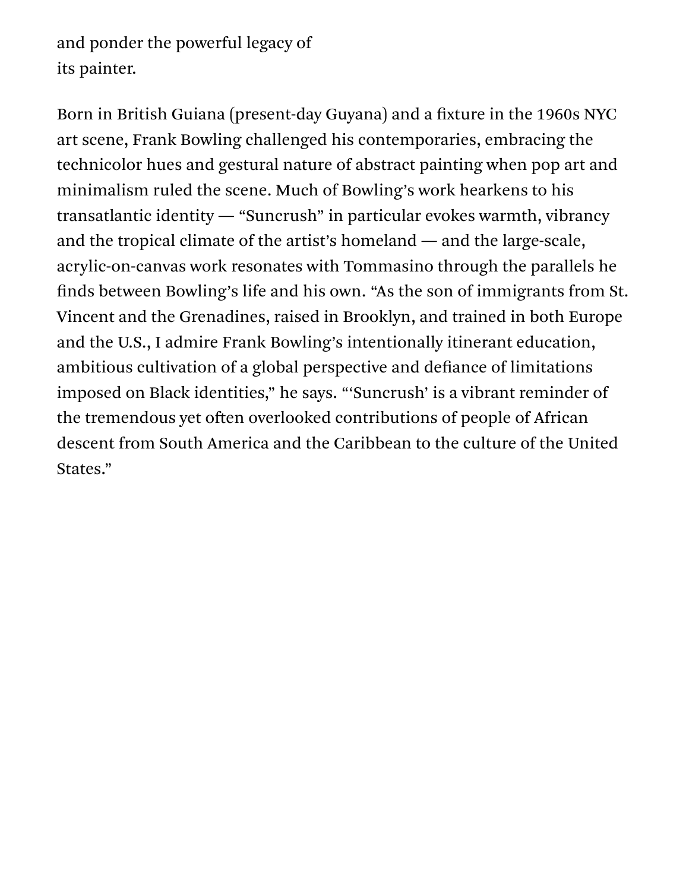and ponder the powerful legacy of its painter.

Born in British Guiana (present-day Guyana) and a fixture in the 1960s NYC art scene, Frank Bowling challenged his contemporaries, embracing the technicolor hues and gestural nature of abstract painting when pop art and minimalism ruled the scene. Much of Bowling's work hearkens to his transatlantic identity — "Suncrush" in particular evokes warmth, vibrancy and the tropical climate of the artist's homeland — and the large-scale, acrylic-on-canvas work resonates with Tommasino through the parallels he finds between Bowling's life and his own. "As the son of immigrants from St. Vincent and the Grenadines, raised in Brooklyn, and trained in both Europe and the U.S., I admire Frank Bowling's intentionally itinerant education, ambitious cultivation of a global perspective and defiance of limitations imposed on Black identities," he says. "'Suncrush' is a vibrant reminder of the tremendous yet often overlooked contributions of people of African descent from South America and the Caribbean to the culture of the United States."